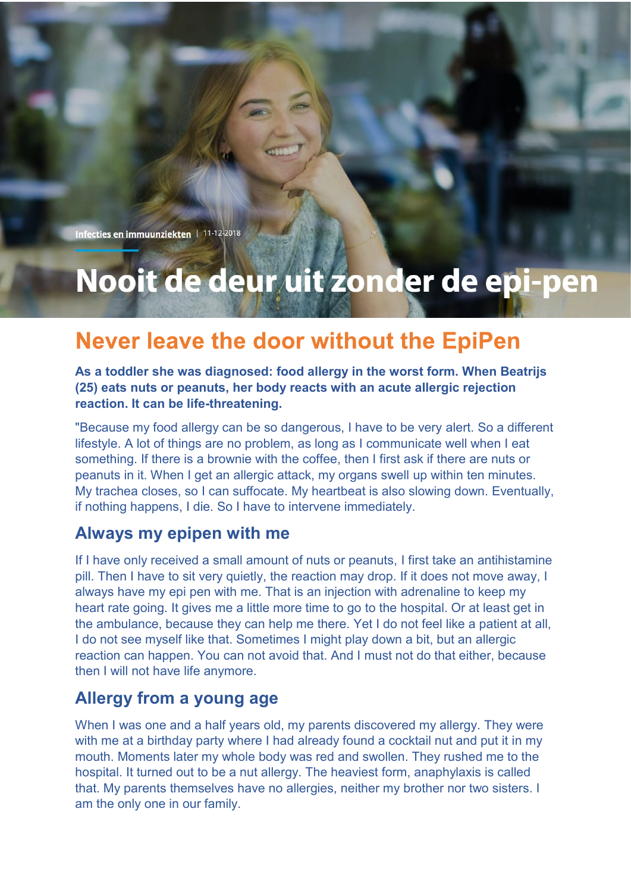Infecties en immuunziekten | 11-12-2018

# Nooit de deur uit zonder de epi-pen

# Never leave the door without the EpiPen

**As a toddler she was diagnosed: food allergy in the worst form. When Beatrijs (25) eats nuts or peanuts, her body reacts with an acute allergic rejection reaction. It can be life-threatening.**

"Because my food allergy can be so dangerous, I have to be very alert. So a different lifestyle. A lot of things are no problem, as long as I communicate well when I eat something. If there is a brownie with the coffee, then I first ask if there are nuts or peanuts in it. When I get an allergic attack, my organs swell up within ten minutes. My trachea closes, so I can suffocate. My heartbeat is also slowing down. Eventually, if nothing happens, I die. So I have to intervene immediately.

## Always my epipen with me

If I have only received a small amount of nuts or peanuts, I first take an antihistamine pill. Then I have to sit very quietly, the reaction may drop. If it does not move away, I always have my epi pen with me. That is an injection with adrenaline to keep my heart rate going. It gives me a little more time to go to the hospital. Or at least get in the ambulance, because they can help me there. Yet I do not feel like a patient at all, I do not see myself like that. Sometimes I might play down a bit, but an allergic reaction can happen. You can not avoid that. And I must not do that either, because then I will not have life anymore.

## Allergy from a young age

When I was one and a half years old, my parents discovered my allergy. They were with me at a birthday party where I had already found a cocktail nut and put it in my mouth. Moments later my whole body was red and swollen. They rushed me to the hospital. It turned out to be a nut allergy. The heaviest form, anaphylaxis is called that. My parents themselves have no allergies, neither my brother nor two sisters. I am the only one in our family.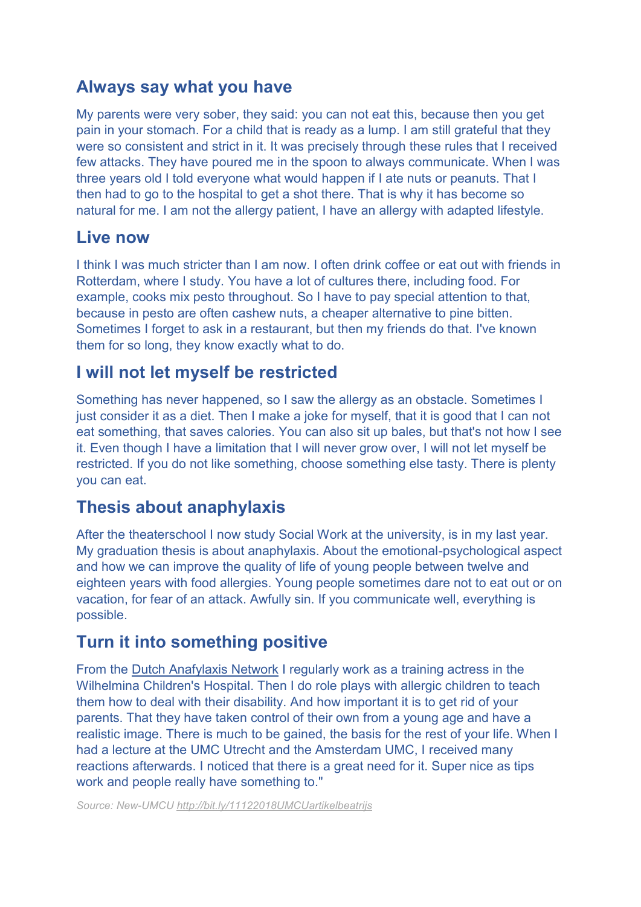## Always say what you have

My parents were very sober, they said: you can not eat this, because then you get pain in your stomach. For a child that is ready as a lump. I am still grateful that they were so consistent and strict in it. It was precisely through these rules that I received few attacks. They have poured me in the spoon to always communicate. When I was three years old I told everyone what would happen if I ate nuts or peanuts. That I then had to go to the hospital to get a shot there. That is why it has become so natural for me. I am not the allergy patient, I have an allergy with adapted lifestyle.

## Live now

I think I was much stricter than I am now. I often drink coffee or eat out with friends in Rotterdam, where I study. You have a lot of cultures there, including food. For example, cooks mix pesto throughout. So I have to pay special attention to that, because in pesto are often cashew nuts, a cheaper alternative to pine bitten. Sometimes I forget to ask in a restaurant, but then my friends do that. I've known them for so long, they know exactly what to do.

## I will not let myself be restricted

Something has never happened, so I saw the allergy as an obstacle. Sometimes I just consider it as a diet. Then I make a joke for myself, that it is good that I can not eat something, that saves calories. You can also sit up bales, but that's not how I see it. Even though I have a limitation that I will never grow over, I will not let myself be restricted. If you do not like something, choose something else tasty. There is plenty you can eat.

## Thesis about anaphylaxis

After the theaterschool I now study Social Work at the university, is in my last year. My graduation thesis is about anaphylaxis. About the emotional-psychological aspect and how we can improve the quality of life of young people between twelve and eighteen years with food allergies. Young people sometimes dare not to eat out or on vacation, for fear of an attack. Awfully sin. If you communicate well, everything is possible.

## Turn it into something positive

From the Dutch Anafylaxis Network I regularly work as a training actress in the Wilhelmina Children's Hospital. Then I do role plays with allergic children to teach them how to deal with their disability. And how important it is to get rid of your parents. That they have taken control of their own from a young age and have a realistic image. There is much to be gained, the basis for the rest of your life. When I had a lecture at the UMC Utrecht and the Amsterdam UMC, I received many reactions afterwards. I noticed that there is a great need for it. Super nice as tips work and people really have something to."

*Source: New-UMCU http://bit.ly/11122018UMCUartikelbeatrijs*